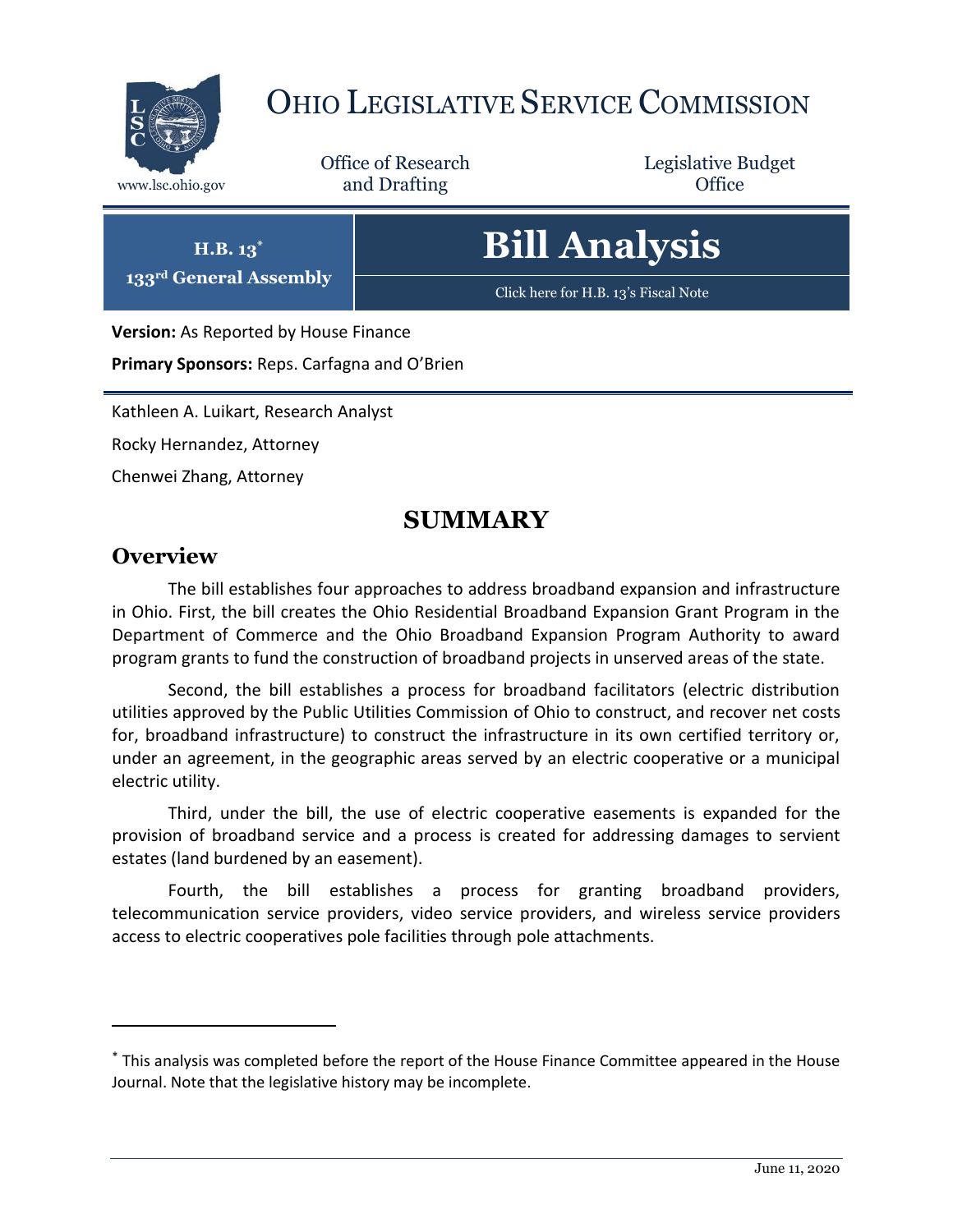# Ohio Legislative Service Commission

www.lsc.ohio.gov

Office of Research and Drafting

Legislative Budget Office

**H.B. 13***

**133rd General Assembly**

# Bill Analysis

Click here for H.B. 13's Fiscal Note

**Version:** As Reported by House Finance

**Primary Sponsors:** Reps. Carfagna and O'Brien

Kathleen A. Luikart, Research Analyst

Rocky Hernandez, Attorney

Chenwei Zhang, Attorney

## SUMMARY

### Overview

The bill establishes four approaches to address broadband expansion and infrastructure in Ohio. First, the bill creates the Ohio Residential Broadband Expansion Grant Program in the Department of Commerce and the Ohio Broadband Expansion Program Authority to award program grants to fund the construction of broadband projects in unserved areas of the state.

Second, the bill establishes a process for broadband facilitators (electric distribution utilities approved by the Public Utilities Commission of Ohio to construct, and recover net costs for, broadband infrastructure) to construct the infrastructure in its own certified territory or, under an agreement, in the geographic areas served by an electric cooperative or a municipal electric utility.

Third, under the bill, the use of electric cooperative easements is expanded for the provision of broadband service and a process is created for addressing damages to servient estates (land burdened by an easement).

Fourth, the bill establishes a process for granting broadband providers, telecommunication service providers, video service providers, and wireless service providers access to electric cooperatives pole facilities through pole attachments.

* This analysis was completed before the report of the House Finance Committee appeared in the House Journal. Note that the legislative history may be incomplete.

June 11, 2020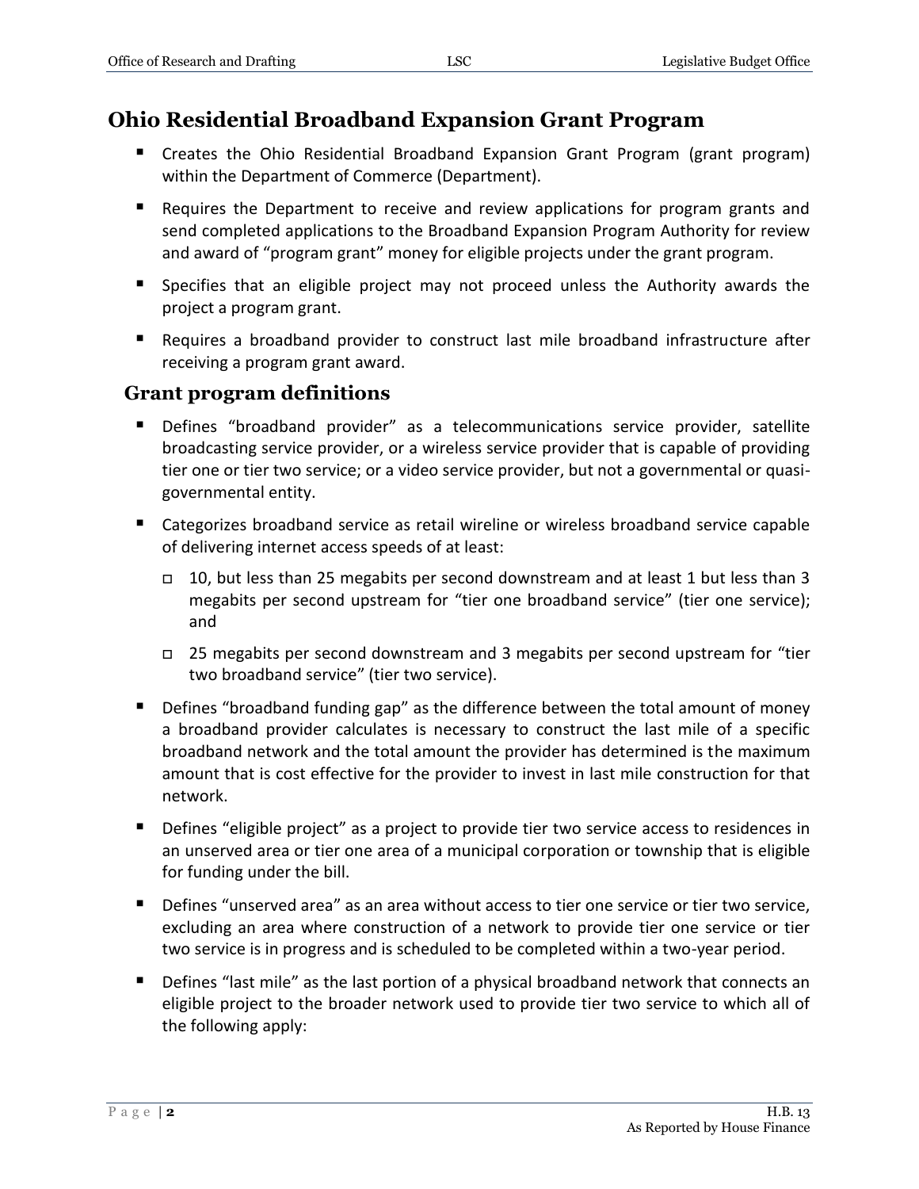## Ohio Residential Broadband Expansion Grant Program

- Creates the Ohio Residential Broadband Expansion Grant Program (grant program) within the Department of Commerce (Department).
- Requires the Department to receive and review applications for program grants and send completed applications to the Broadband Expansion Program Authority for review and award of "program grant" money for eligible projects under the grant program.
- Specifies that an eligible project may not proceed unless the Authority awards the project a program grant.
- Requires a broadband provider to construct last mile broadband infrastructure after receiving a program grant award.

### Grant program definitions

- Defines "broadband provider" as a telecommunications service provider, satellite broadcasting service provider, or a wireless service provider that is capable of providing tier one or tier two service; or a video service provider, but not a governmental or quasi-governmental entity.
- Categorizes broadband service as retail wireline or wireless broadband service capable of delivering internet access speeds of at least:
  - 10, but less than 25 megabits per second downstream and at least 1 but less than 3 megabits per second upstream for "tier one broadband service" (tier one service); and
  - 25 megabits per second downstream and 3 megabits per second upstream for "tier two broadband service" (tier two service).
- Defines "broadband funding gap" as the difference between the total amount of money a broadband provider calculates is necessary to construct the last mile of a specific broadband network and the total amount the provider has determined is the maximum amount that is cost effective for the provider to invest in last mile construction for that network.
- Defines "eligible project" as a project to provide tier two service access to residences in an unserved area or tier one area of a municipal corporation or township that is eligible for funding under the bill.
- Defines "unserved area" as an area without access to tier one service or tier two service, excluding an area where construction of a network to provide tier one service or tier two service is in progress and is scheduled to be completed within a two-year period.
- Defines "last mile" as the last portion of a physical broadband network that connects an eligible project to the broader network used to provide tier two service to which all of the following apply: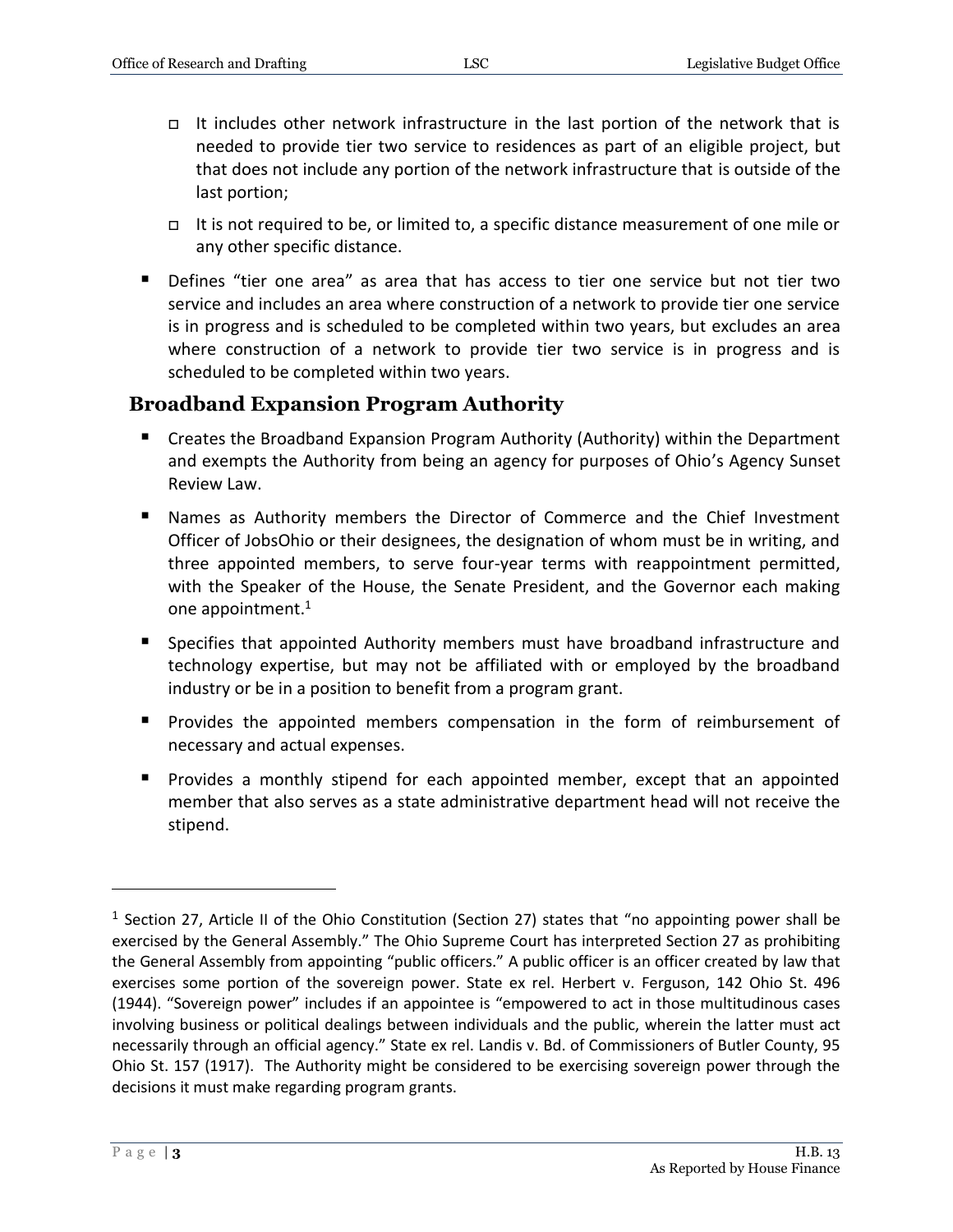- It includes other network infrastructure in the last portion of the network that is needed to provide tier two service to residences as part of an eligible project, but that does not include any portion of the network infrastructure that is outside of the last portion;
- It is not required to be, or limited to, a specific distance measurement of one mile or any other specific distance.

- Defines "tier one area" as area that has access to tier one service but not tier two service and includes an area where construction of a network to provide tier one service is in progress and is scheduled to be completed within two years, but excludes an area where construction of a network to provide tier two service is in progress and is scheduled to be completed within two years.

## Broadband Expansion Program Authority

- Creates the Broadband Expansion Program Authority (Authority) within the Department and exempts the Authority from being an agency for purposes of Ohio's Agency Sunset Review Law.
- Names as Authority members the Director of Commerce and the Chief Investment Officer of JobsOhio or their designees, the designation of whom must be in writing, and three appointed members, to serve four-year terms with reappointment permitted, with the Speaker of the House, the Senate President, and the Governor each making one appointment.[1]
- Specifies that appointed Authority members must have broadband infrastructure and technology expertise, but may not be affiliated with or employed by the broadband industry or be in a position to benefit from a program grant.
- Provides the appointed members compensation in the form of reimbursement of necessary and actual expenses.
- Provides a monthly stipend for each appointed member, except that an appointed member that also serves as a state administrative department head will not receive the stipend.

---

[1] Section 27, Article II of the Ohio Constitution (Section 27) states that "no appointing power shall be exercised by the General Assembly." The Ohio Supreme Court has interpreted Section 27 as prohibiting the General Assembly from appointing "public officers." A public officer is an officer created by law that exercises some portion of the sovereign power. State ex rel. Herbert v. Ferguson, 142 Ohio St. 496 (1944). "Sovereign power" includes if an appointee is "empowered to act in those multitudinous cases involving business or political dealings between individuals and the public, wherein the latter must act necessarily through an official agency." State ex rel. Landis v. Bd. of Commissioners of Butler County, 95 Ohio St. 157 (1917). The Authority might be considered to be exercising sovereign power through the decisions it must make regarding program grants.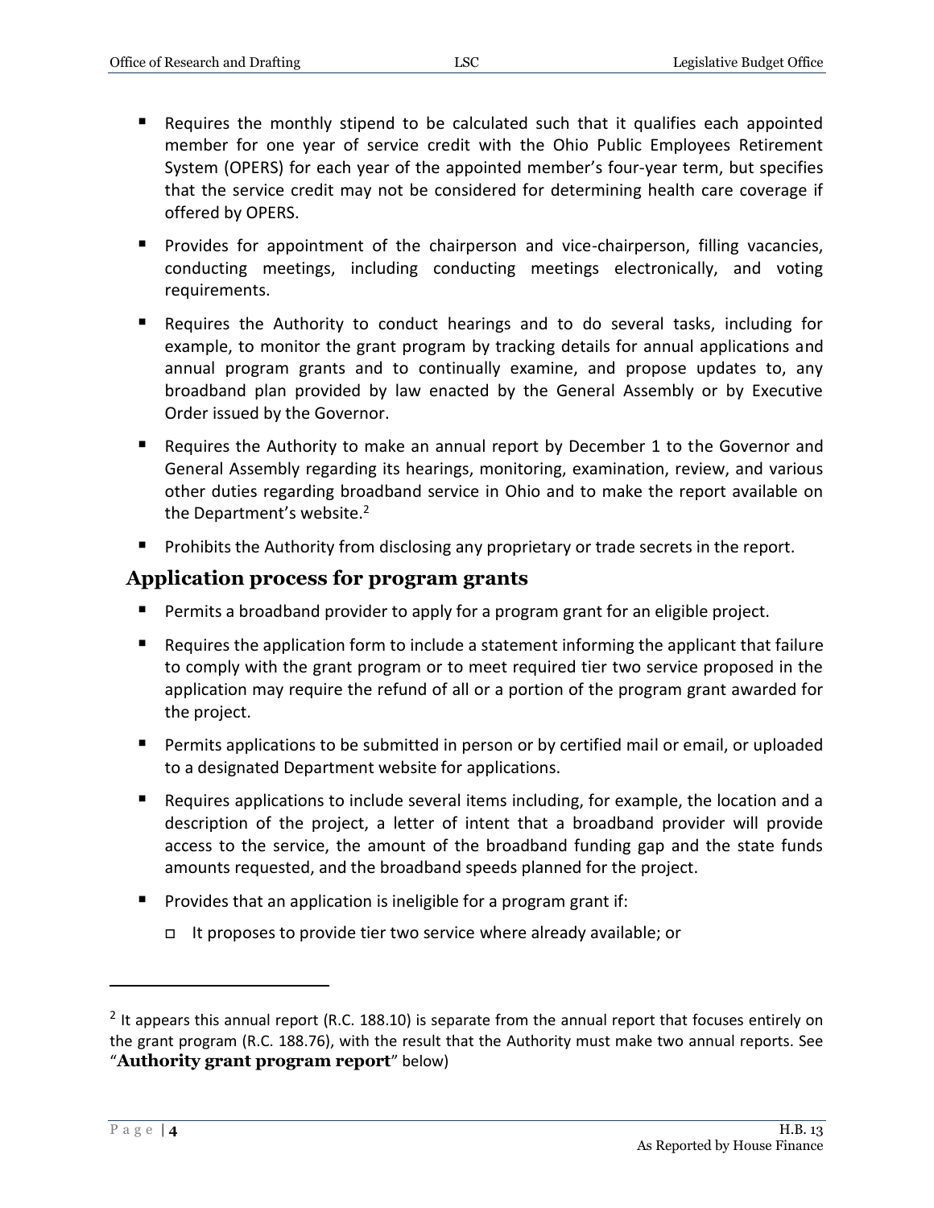- Requires the monthly stipend to be calculated such that it qualifies each appointed member for one year of service credit with the Ohio Public Employees Retirement System (OPERS) for each year of the appointed member's four-year term, but specifies that the service credit may not be considered for determining health care coverage if offered by OPERS.
- Provides for appointment of the chairperson and vice-chairperson, filling vacancies, conducting meetings, including conducting meetings electronically, and voting requirements.
- Requires the Authority to conduct hearings and to do several tasks, including for example, to monitor the grant program by tracking details for annual applications and annual program grants and to continually examine, and propose updates to, any broadband plan provided by law enacted by the General Assembly or by Executive Order issued by the Governor.
- Requires the Authority to make an annual report by December 1 to the Governor and General Assembly regarding its hearings, monitoring, examination, review, and various other duties regarding broadband service in Ohio and to make the report available on the Department's website.[2]
- Prohibits the Authority from disclosing any proprietary or trade secrets in the report.

## Application process for program grants

- Permits a broadband provider to apply for a program grant for an eligible project.
- Requires the application form to include a statement informing the applicant that failure to comply with the grant program or to meet required tier two service proposed in the application may require the refund of all or a portion of the program grant awarded for the project.
- Permits applications to be submitted in person or by certified mail or email, or uploaded to a designated Department website for applications.
- Requires applications to include several items including, for example, the location and a description of the project, a letter of intent that a broadband provider will provide access to the service, the amount of the broadband funding gap and the state funds amounts requested, and the broadband speeds planned for the project.
- Provides that an application is ineligible for a program grant if:
  - It proposes to provide tier two service where already available; or

[2] It appears this annual report (R.C. 188.10) is separate from the annual report that focuses entirely on the grant program (R.C. 188.76), with the result that the Authority must make two annual reports. See "**Authority grant program report**" below)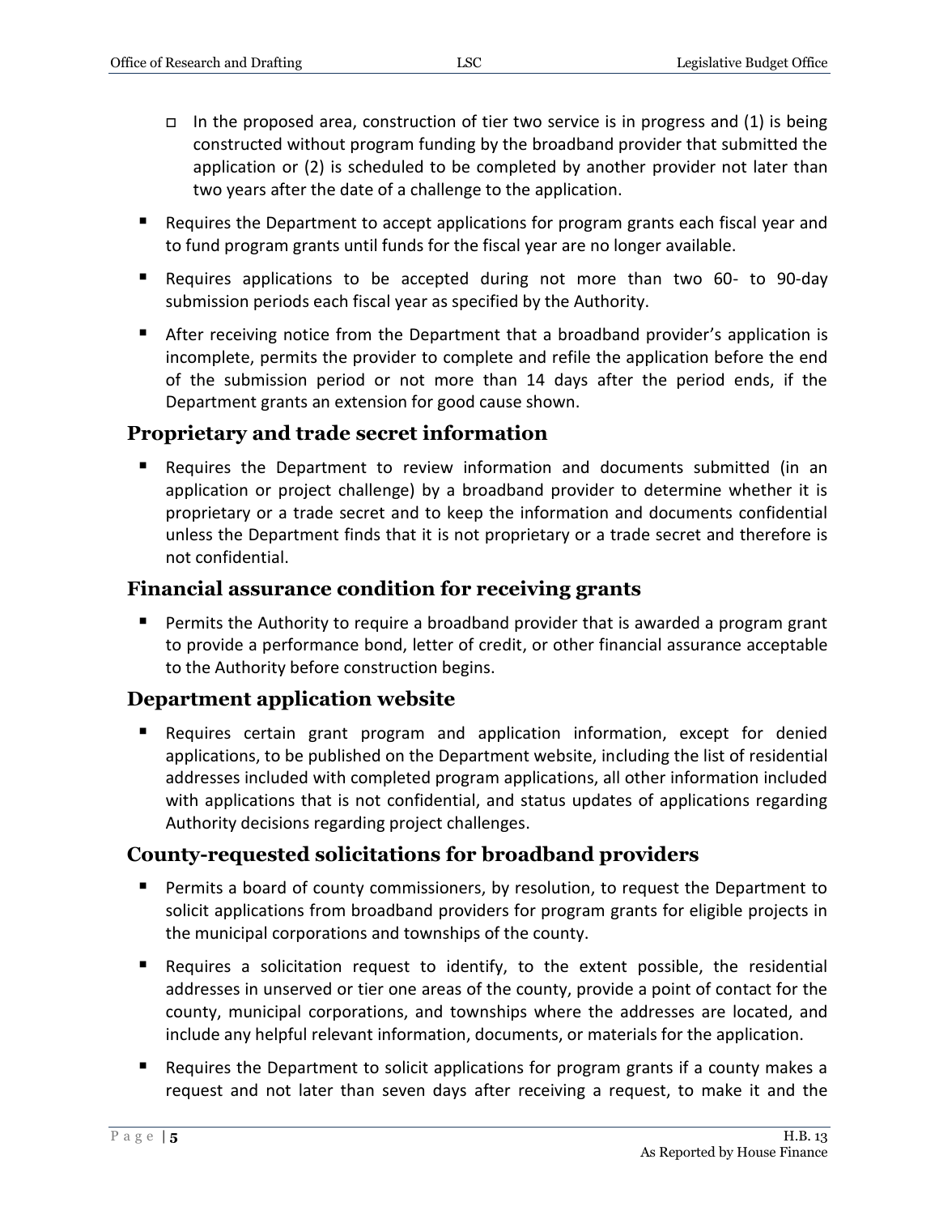- In the proposed area, construction of tier two service is in progress and (1) is being constructed without program funding by the broadband provider that submitted the application or (2) is scheduled to be completed by another provider not later than two years after the date of a challenge to the application.

- Requires the Department to accept applications for program grants each fiscal year and to fund program grants until funds for the fiscal year are no longer available.
- Requires applications to be accepted during not more than two 60- to 90-day submission periods each fiscal year as specified by the Authority.
- After receiving notice from the Department that a broadband provider's application is incomplete, permits the provider to complete and refile the application before the end of the submission period or not more than 14 days after the period ends, if the Department grants an extension for good cause shown.

## Proprietary and trade secret information

- Requires the Department to review information and documents submitted (in an application or project challenge) by a broadband provider to determine whether it is proprietary or a trade secret and to keep the information and documents confidential unless the Department finds that it is not proprietary or a trade secret and therefore is not confidential.

## Financial assurance condition for receiving grants

- Permits the Authority to require a broadband provider that is awarded a program grant to provide a performance bond, letter of credit, or other financial assurance acceptable to the Authority before construction begins.

## Department application website

- Requires certain grant program and application information, except for denied applications, to be published on the Department website, including the list of residential addresses included with completed program applications, all other information included with applications that is not confidential, and status updates of applications regarding Authority decisions regarding project challenges.

## County-requested solicitations for broadband providers

- Permits a board of county commissioners, by resolution, to request the Department to solicit applications from broadband providers for program grants for eligible projects in the municipal corporations and townships of the county.
- Requires a solicitation request to identify, to the extent possible, the residential addresses in unserved or tier one areas of the county, provide a point of contact for the county, municipal corporations, and townships where the addresses are located, and include any helpful relevant information, documents, or materials for the application.
- Requires the Department to solicit applications for program grants if a county makes a request and not later than seven days after receiving a request, to make it and the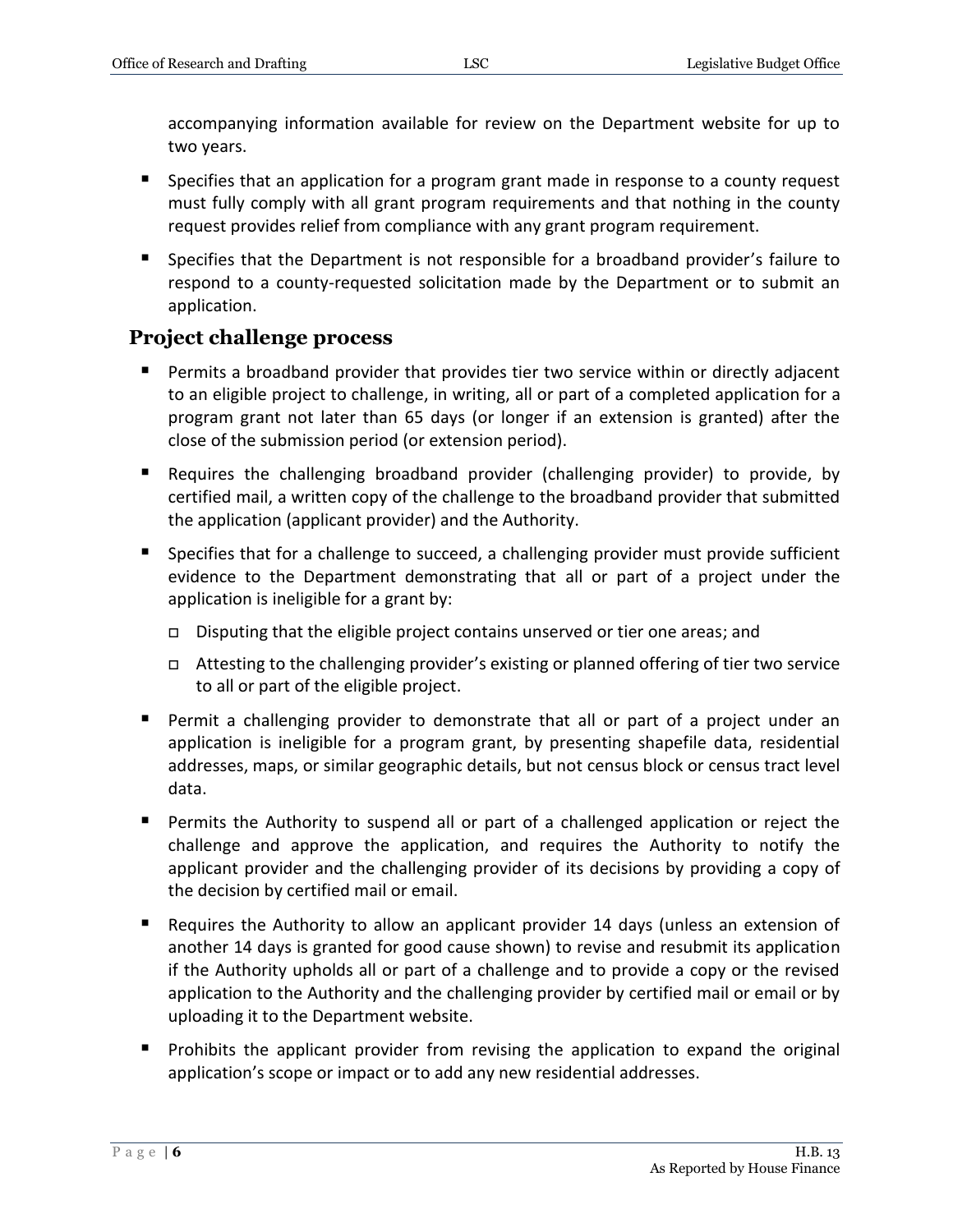accompanying information available for review on the Department website for up to two years.

- Specifies that an application for a program grant made in response to a county request must fully comply with all grant program requirements and that nothing in the county request provides relief from compliance with any grant program requirement.
- Specifies that the Department is not responsible for a broadband provider's failure to respond to a county-requested solicitation made by the Department or to submit an application.

### Project challenge process

- Permits a broadband provider that provides tier two service within or directly adjacent to an eligible project to challenge, in writing, all or part of a completed application for a program grant not later than 65 days (or longer if an extension is granted) after the close of the submission period (or extension period).
- Requires the challenging broadband provider (challenging provider) to provide, by certified mail, a written copy of the challenge to the broadband provider that submitted the application (applicant provider) and the Authority.
- Specifies that for a challenge to succeed, a challenging provider must provide sufficient evidence to the Department demonstrating that all or part of a project under the application is ineligible for a grant by:
  - Disputing that the eligible project contains unserved or tier one areas; and
  - Attesting to the challenging provider's existing or planned offering of tier two service to all or part of the eligible project.
- Permit a challenging provider to demonstrate that all or part of a project under an application is ineligible for a program grant, by presenting shapefile data, residential addresses, maps, or similar geographic details, but not census block or census tract level data.
- Permits the Authority to suspend all or part of a challenged application or reject the challenge and approve the application, and requires the Authority to notify the applicant provider and the challenging provider of its decisions by providing a copy of the decision by certified mail or email.
- Requires the Authority to allow an applicant provider 14 days (unless an extension of another 14 days is granted for good cause shown) to revise and resubmit its application if the Authority upholds all or part of a challenge and to provide a copy or the revised application to the Authority and the challenging provider by certified mail or email or by uploading it to the Department website.
- Prohibits the applicant provider from revising the application to expand the original application's scope or impact or to add any new residential addresses.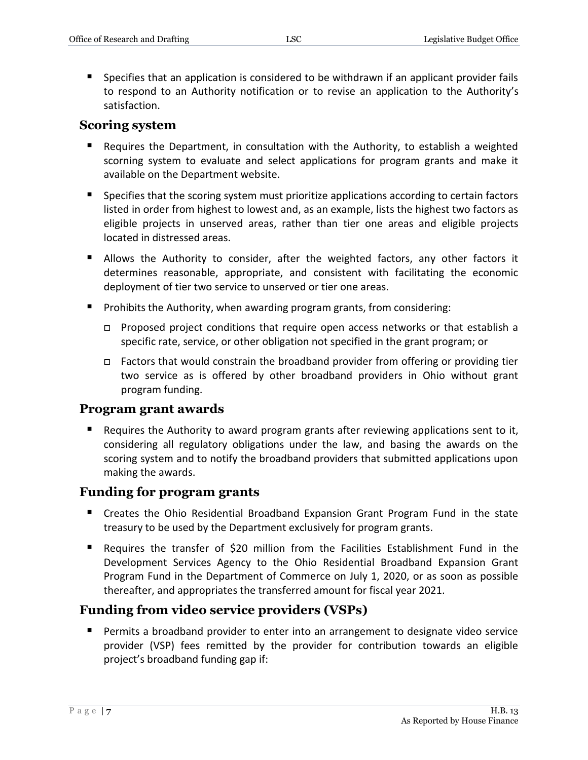- Specifies that an application is considered to be withdrawn if an applicant provider fails to respond to an Authority notification or to revise an application to the Authority's satisfaction.

### Scoring system

- Requires the Department, in consultation with the Authority, to establish a weighted scorning system to evaluate and select applications for program grants and make it available on the Department website.
- Specifies that the scoring system must prioritize applications according to certain factors listed in order from highest to lowest and, as an example, lists the highest two factors as eligible projects in unserved areas, rather than tier one areas and eligible projects located in distressed areas.
- Allows the Authority to consider, after the weighted factors, any other factors it determines reasonable, appropriate, and consistent with facilitating the economic deployment of tier two service to unserved or tier one areas.
- Prohibits the Authority, when awarding program grants, from considering:
  - Proposed project conditions that require open access networks or that establish a specific rate, service, or other obligation not specified in the grant program; or
  - Factors that would constrain the broadband provider from offering or providing tier two service as is offered by other broadband providers in Ohio without grant program funding.

### Program grant awards

- Requires the Authority to award program grants after reviewing applications sent to it, considering all regulatory obligations under the law, and basing the awards on the scoring system and to notify the broadband providers that submitted applications upon making the awards.

### Funding for program grants

- Creates the Ohio Residential Broadband Expansion Grant Program Fund in the state treasury to be used by the Department exclusively for program grants.
- Requires the transfer of $20 million from the Facilities Establishment Fund in the Development Services Agency to the Ohio Residential Broadband Expansion Grant Program Fund in the Department of Commerce on July 1, 2020, or as soon as possible thereafter, and appropriates the transferred amount for fiscal year 2021.

### Funding from video service providers (VSPs)

- Permits a broadband provider to enter into an arrangement to designate video service provider (VSP) fees remitted by the provider for contribution towards an eligible project's broadband funding gap if: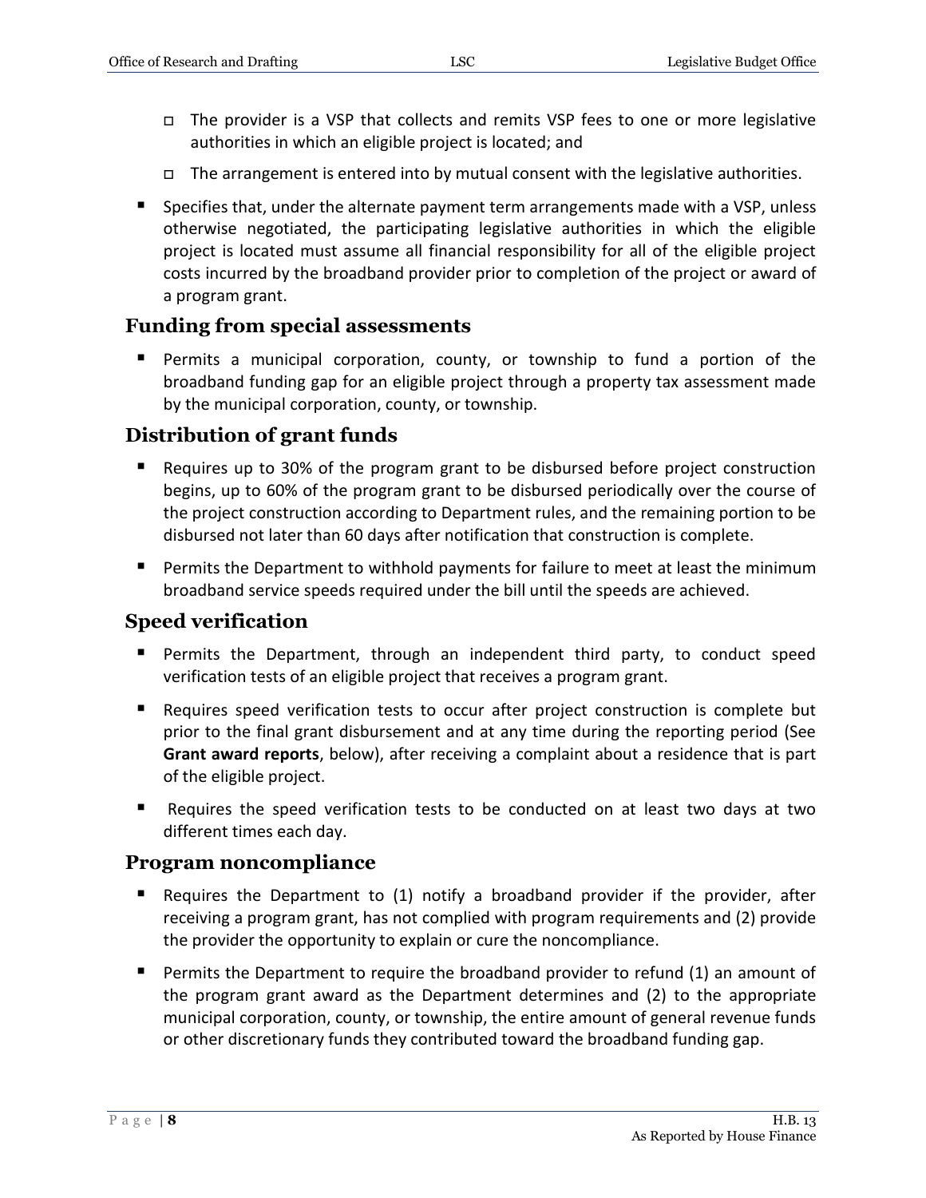- The provider is a VSP that collects and remits VSP fees to one or more legislative authorities in which an eligible project is located; and
   - The arrangement is entered into by mutual consent with the legislative authorities.
- Specifies that, under the alternate payment term arrangements made with a VSP, unless otherwise negotiated, the participating legislative authorities in which the eligible project is located must assume all financial responsibility for all of the eligible project costs incurred by the broadband provider prior to completion of the project or award of a program grant.

### Funding from special assessments

- Permits a municipal corporation, county, or township to fund a portion of the broadband funding gap for an eligible project through a property tax assessment made by the municipal corporation, county, or township.

### Distribution of grant funds

- Requires up to 30% of the program grant to be disbursed before project construction begins, up to 60% of the program grant to be disbursed periodically over the course of the project construction according to Department rules, and the remaining portion to be disbursed not later than 60 days after notification that construction is complete.
- Permits the Department to withhold payments for failure to meet at least the minimum broadband service speeds required under the bill until the speeds are achieved.

### Speed verification

- Permits the Department, through an independent third party, to conduct speed verification tests of an eligible project that receives a program grant.
- Requires speed verification tests to occur after project construction is complete but prior to the final grant disbursement and at any time during the reporting period (See **Grant award reports**, below), after receiving a complaint about a residence that is part of the eligible project.
- Requires the speed verification tests to be conducted on at least two days at two different times each day.

### Program noncompliance

- Requires the Department to (1) notify a broadband provider if the provider, after receiving a program grant, has not complied with program requirements and (2) provide the provider the opportunity to explain or cure the noncompliance.
- Permits the Department to require the broadband provider to refund (1) an amount of the program grant award as the Department determines and (2) to the appropriate municipal corporation, county, or township, the entire amount of general revenue funds or other discretionary funds they contributed toward the broadband funding gap.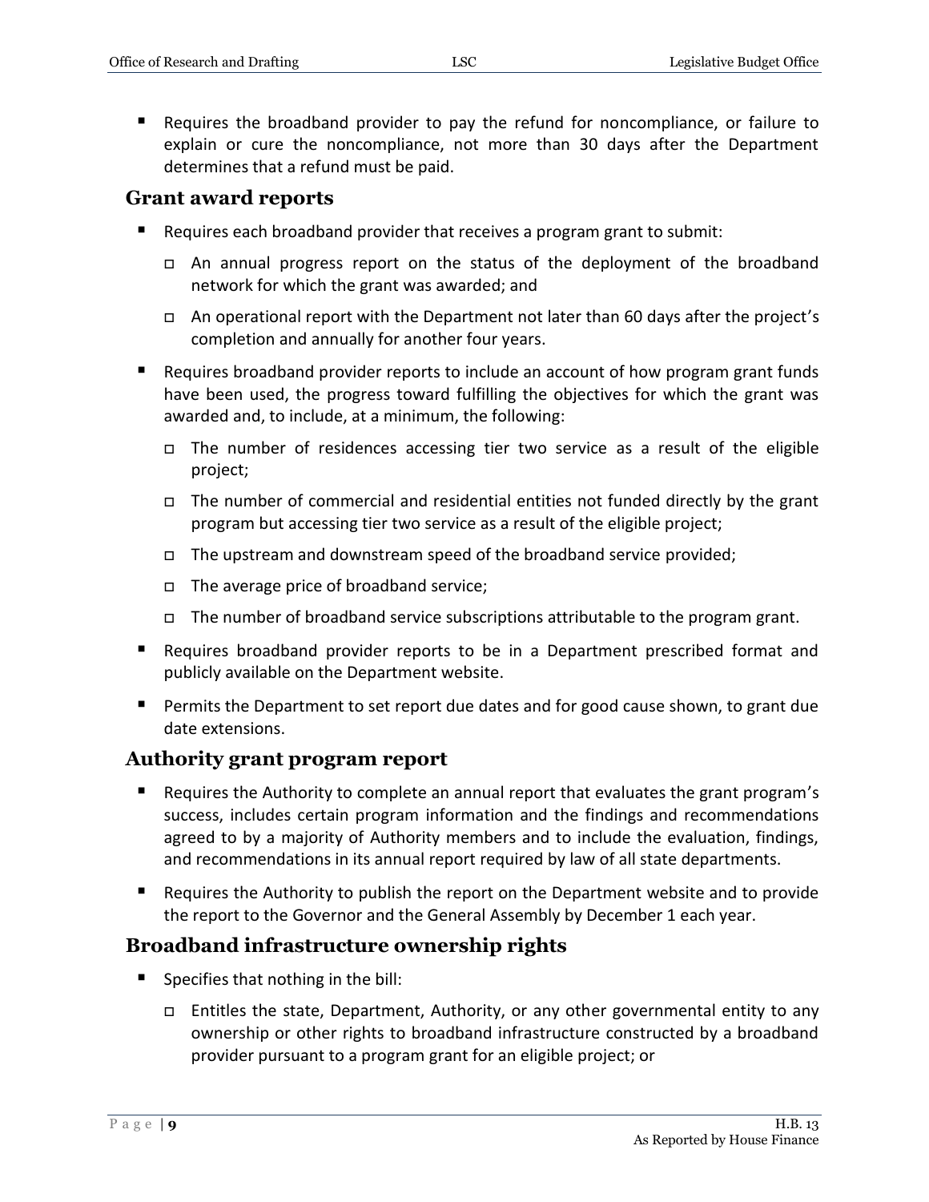- Requires the broadband provider to pay the refund for noncompliance, or failure to explain or cure the noncompliance, not more than 30 days after the Department determines that a refund must be paid.

## Grant award reports

- Requires each broadband provider that receives a program grant to submit:
  - An annual progress report on the status of the deployment of the broadband network for which the grant was awarded; and
  - An operational report with the Department not later than 60 days after the project's completion and annually for another four years.
- Requires broadband provider reports to include an account of how program grant funds have been used, the progress toward fulfilling the objectives for which the grant was awarded and, to include, at a minimum, the following:
  - The number of residences accessing tier two service as a result of the eligible project;
  - The number of commercial and residential entities not funded directly by the grant program but accessing tier two service as a result of the eligible project;
  - The upstream and downstream speed of the broadband service provided;
  - The average price of broadband service;
  - The number of broadband service subscriptions attributable to the program grant.
- Requires broadband provider reports to be in a Department prescribed format and publicly available on the Department website.
- Permits the Department to set report due dates and for good cause shown, to grant due date extensions.

## Authority grant program report

- Requires the Authority to complete an annual report that evaluates the grant program's success, includes certain program information and the findings and recommendations agreed to by a majority of Authority members and to include the evaluation, findings, and recommendations in its annual report required by law of all state departments.
- Requires the Authority to publish the report on the Department website and to provide the report to the Governor and the General Assembly by December 1 each year.

## Broadband infrastructure ownership rights

- Specifies that nothing in the bill:
  - Entitles the state, Department, Authority, or any other governmental entity to any ownership or other rights to broadband infrastructure constructed by a broadband provider pursuant to a program grant for an eligible project; or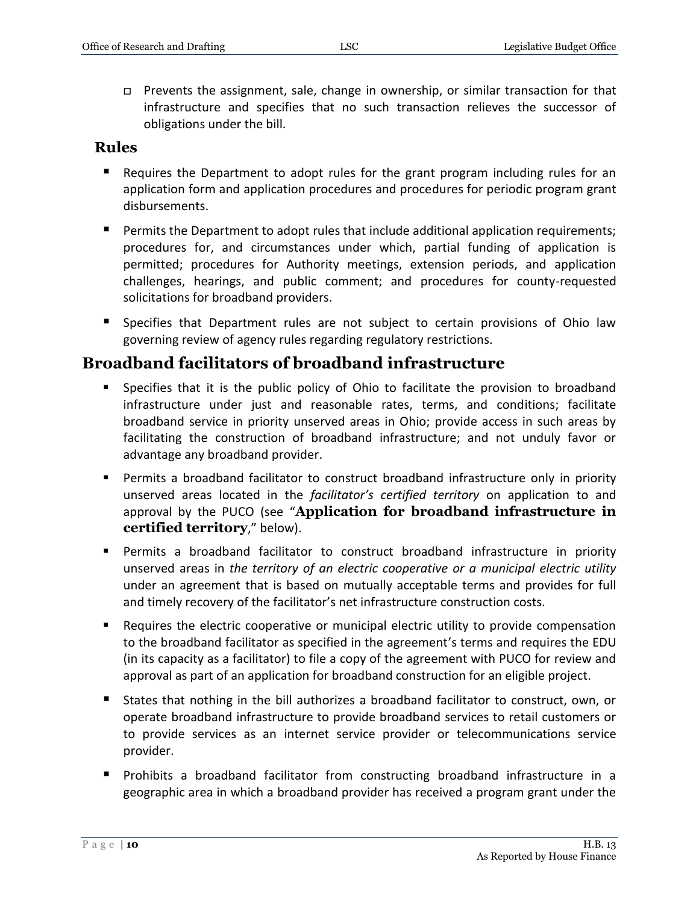- Prevents the assignment, sale, change in ownership, or similar transaction for that infrastructure and specifies that no such transaction relieves the successor of obligations under the bill.

### Rules

- Requires the Department to adopt rules for the grant program including rules for an application form and application procedures and procedures for periodic program grant disbursements.
- Permits the Department to adopt rules that include additional application requirements; procedures for, and circumstances under which, partial funding of application is permitted; procedures for Authority meetings, extension periods, and application challenges, hearings, and public comment; and procedures for county-requested solicitations for broadband providers.
- Specifies that Department rules are not subject to certain provisions of Ohio law governing review of agency rules regarding regulatory restrictions.

## Broadband facilitators of broadband infrastructure

- Specifies that it is the public policy of Ohio to facilitate the provision to broadband infrastructure under just and reasonable rates, terms, and conditions; facilitate broadband service in priority unserved areas in Ohio; provide access in such areas by facilitating the construction of broadband infrastructure; and not unduly favor or advantage any broadband provider.
- Permits a broadband facilitator to construct broadband infrastructure only in priority unserved areas located in the *facilitator's certified territory* on application to and approval by the PUCO (see "**Application for broadband infrastructure in certified territory**," below).
- Permits a broadband facilitator to construct broadband infrastructure in priority unserved areas in *the territory of an electric cooperative or a municipal electric utility* under an agreement that is based on mutually acceptable terms and provides for full and timely recovery of the facilitator's net infrastructure construction costs.
- Requires the electric cooperative or municipal electric utility to provide compensation to the broadband facilitator as specified in the agreement's terms and requires the EDU (in its capacity as a facilitator) to file a copy of the agreement with PUCO for review and approval as part of an application for broadband construction for an eligible project.
- States that nothing in the bill authorizes a broadband facilitator to construct, own, or operate broadband infrastructure to provide broadband services to retail customers or to provide services as an internet service provider or telecommunications service provider.
- Prohibits a broadband facilitator from constructing broadband infrastructure in a geographic area in which a broadband provider has received a program grant under the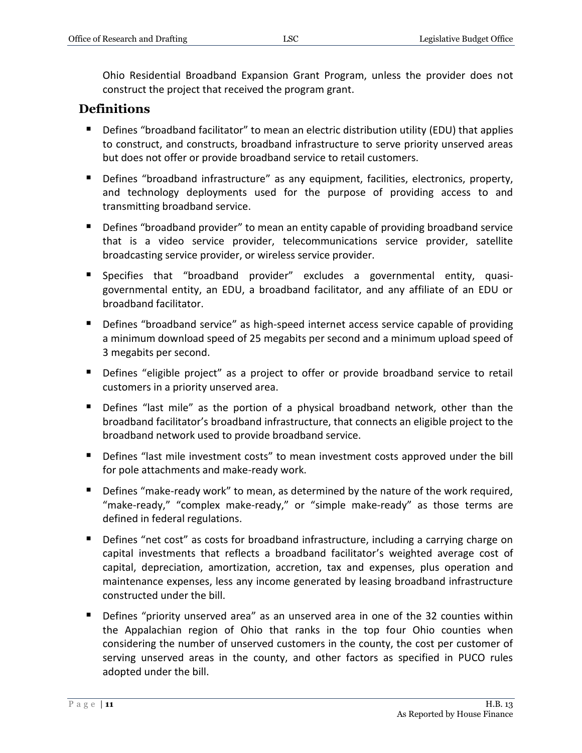Ohio Residential Broadband Expansion Grant Program, unless the provider does not construct the project that received the program grant.

## Definitions

- Defines "broadband facilitator" to mean an electric distribution utility (EDU) that applies to construct, and constructs, broadband infrastructure to serve priority unserved areas but does not offer or provide broadband service to retail customers.
- Defines "broadband infrastructure" as any equipment, facilities, electronics, property, and technology deployments used for the purpose of providing access to and transmitting broadband service.
- Defines "broadband provider" to mean an entity capable of providing broadband service that is a video service provider, telecommunications service provider, satellite broadcasting service provider, or wireless service provider.
- Specifies that "broadband provider" excludes a governmental entity, quasi-governmental entity, an EDU, a broadband facilitator, and any affiliate of an EDU or broadband facilitator.
- Defines "broadband service" as high-speed internet access service capable of providing a minimum download speed of 25 megabits per second and a minimum upload speed of 3 megabits per second.
- Defines "eligible project" as a project to offer or provide broadband service to retail customers in a priority unserved area.
- Defines "last mile" as the portion of a physical broadband network, other than the broadband facilitator's broadband infrastructure, that connects an eligible project to the broadband network used to provide broadband service.
- Defines "last mile investment costs" to mean investment costs approved under the bill for pole attachments and make-ready work.
- Defines "make-ready work" to mean, as determined by the nature of the work required, "make-ready," "complex make-ready," or "simple make-ready" as those terms are defined in federal regulations.
- Defines "net cost" as costs for broadband infrastructure, including a carrying charge on capital investments that reflects a broadband facilitator's weighted average cost of capital, depreciation, amortization, accretion, tax and expenses, plus operation and maintenance expenses, less any income generated by leasing broadband infrastructure constructed under the bill.
- Defines "priority unserved area" as an unserved area in one of the 32 counties within the Appalachian region of Ohio that ranks in the top four Ohio counties when considering the number of unserved customers in the county, the cost per customer of serving unserved areas in the county, and other factors as specified in PUCO rules adopted under the bill.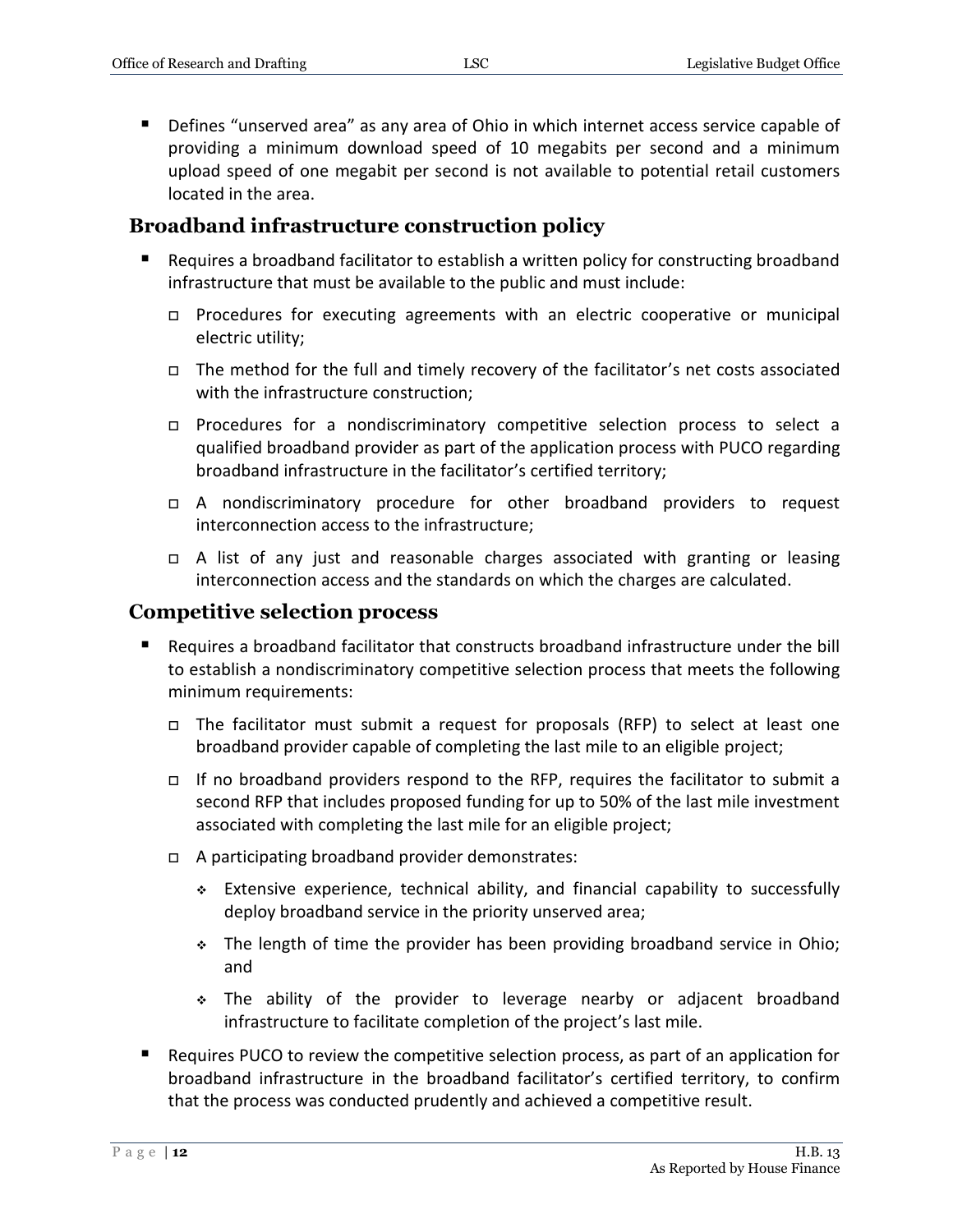- Defines "unserved area" as any area of Ohio in which internet access service capable of providing a minimum download speed of 10 megabits per second and a minimum upload speed of one megabit per second is not available to potential retail customers located in the area.

## Broadband infrastructure construction policy

- Requires a broadband facilitator to establish a written policy for constructing broadband infrastructure that must be available to the public and must include:
  - Procedures for executing agreements with an electric cooperative or municipal electric utility;
  - The method for the full and timely recovery of the facilitator's net costs associated with the infrastructure construction;
  - Procedures for a nondiscriminatory competitive selection process to select a qualified broadband provider as part of the application process with PUCO regarding broadband infrastructure in the facilitator's certified territory;
  - A nondiscriminatory procedure for other broadband providers to request interconnection access to the infrastructure;
  - A list of any just and reasonable charges associated with granting or leasing interconnection access and the standards on which the charges are calculated.

## Competitive selection process

- Requires a broadband facilitator that constructs broadband infrastructure under the bill to establish a nondiscriminatory competitive selection process that meets the following minimum requirements:
  - The facilitator must submit a request for proposals (RFP) to select at least one broadband provider capable of completing the last mile to an eligible project;
  - If no broadband providers respond to the RFP, requires the facilitator to submit a second RFP that includes proposed funding for up to 50% of the last mile investment associated with completing the last mile for an eligible project;
  - A participating broadband provider demonstrates:
    - Extensive experience, technical ability, and financial capability to successfully deploy broadband service in the priority unserved area;
    - The length of time the provider has been providing broadband service in Ohio; and
    - The ability of the provider to leverage nearby or adjacent broadband infrastructure to facilitate completion of the project's last mile.
- Requires PUCO to review the competitive selection process, as part of an application for broadband infrastructure in the broadband facilitator's certified territory, to confirm that the process was conducted prudently and achieved a competitive result.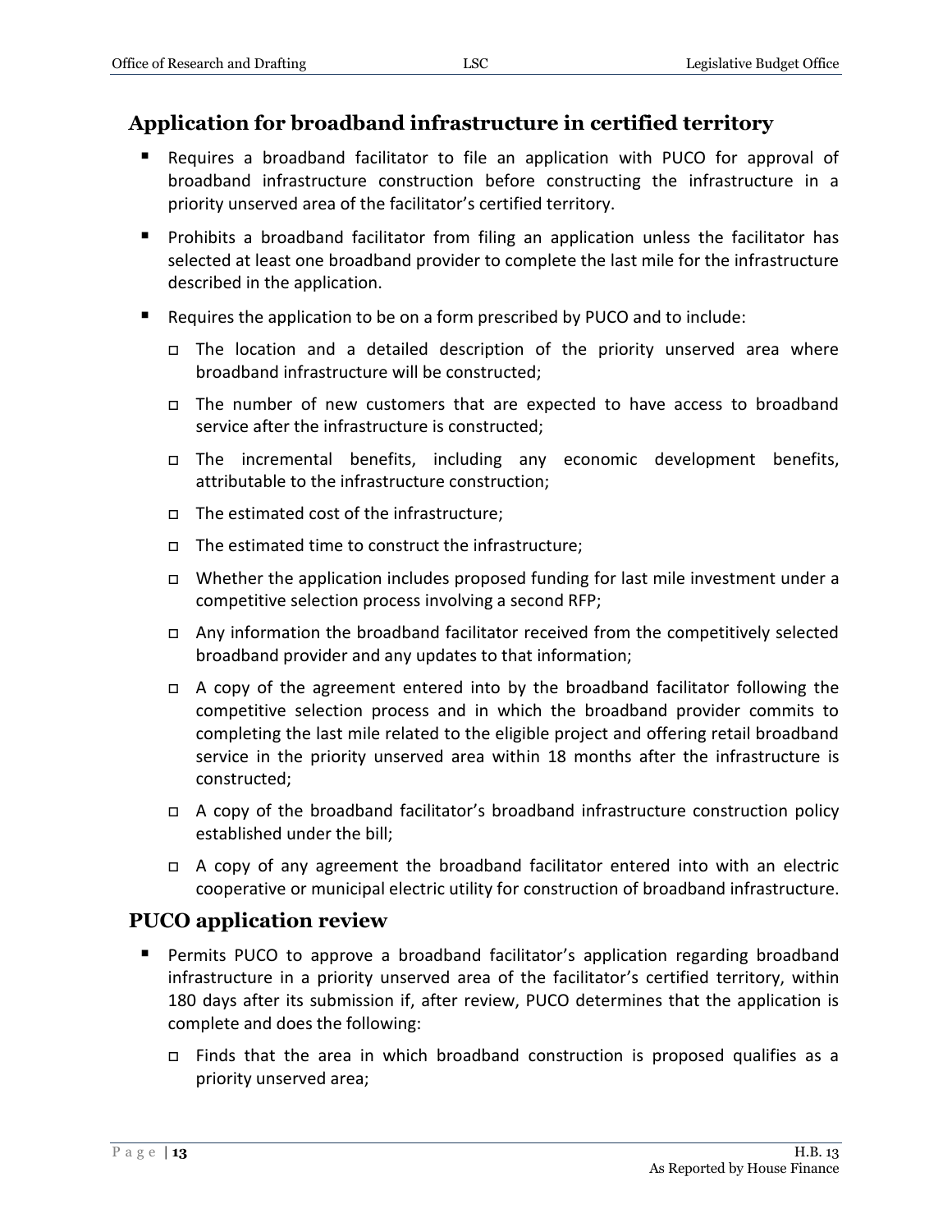## Application for broadband infrastructure in certified territory

- Requires a broadband facilitator to file an application with PUCO for approval of broadband infrastructure construction before constructing the infrastructure in a priority unserved area of the facilitator's certified territory.
- Prohibits a broadband facilitator from filing an application unless the facilitator has selected at least one broadband provider to complete the last mile for the infrastructure described in the application.
- Requires the application to be on a form prescribed by PUCO and to include:
  - The location and a detailed description of the priority unserved area where broadband infrastructure will be constructed;
  - The number of new customers that are expected to have access to broadband service after the infrastructure is constructed;
  - The incremental benefits, including any economic development benefits, attributable to the infrastructure construction;
  - The estimated cost of the infrastructure;
  - The estimated time to construct the infrastructure;
  - Whether the application includes proposed funding for last mile investment under a competitive selection process involving a second RFP;
  - Any information the broadband facilitator received from the competitively selected broadband provider and any updates to that information;
  - A copy of the agreement entered into by the broadband facilitator following the competitive selection process and in which the broadband provider commits to completing the last mile related to the eligible project and offering retail broadband service in the priority unserved area within 18 months after the infrastructure is constructed;
  - A copy of the broadband facilitator's broadband infrastructure construction policy established under the bill;
  - A copy of any agreement the broadband facilitator entered into with an electric cooperative or municipal electric utility for construction of broadband infrastructure.

## PUCO application review

- Permits PUCO to approve a broadband facilitator's application regarding broadband infrastructure in a priority unserved area of the facilitator's certified territory, within 180 days after its submission if, after review, PUCO determines that the application is complete and does the following:
  - Finds that the area in which broadband construction is proposed qualifies as a priority unserved area;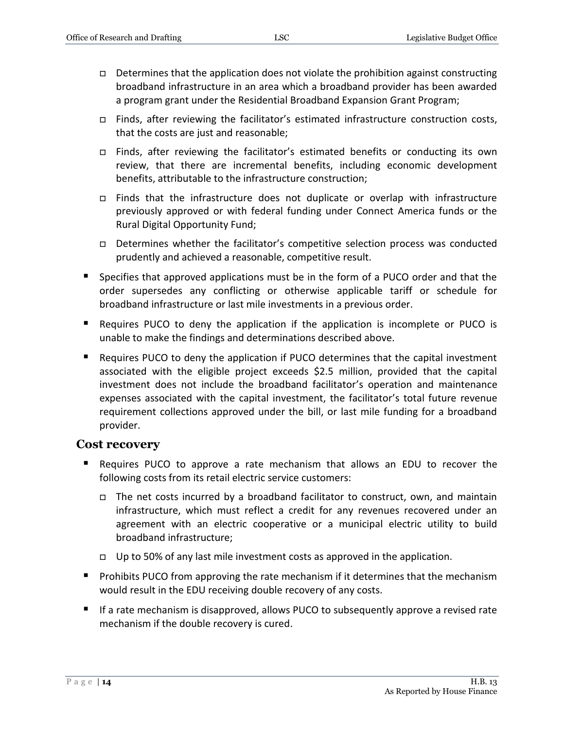- Determines that the application does not violate the prohibition against constructing broadband infrastructure in an area which a broadband provider has been awarded a program grant under the Residential Broadband Expansion Grant Program;
  - Finds, after reviewing the facilitator's estimated infrastructure construction costs, that the costs are just and reasonable;
  - Finds, after reviewing the facilitator's estimated benefits or conducting its own review, that there are incremental benefits, including economic development benefits, attributable to the infrastructure construction;
  - Finds that the infrastructure does not duplicate or overlap with infrastructure previously approved or with federal funding under Connect America funds or the Rural Digital Opportunity Fund;
  - Determines whether the facilitator's competitive selection process was conducted prudently and achieved a reasonable, competitive result.
- Specifies that approved applications must be in the form of a PUCO order and that the order supersedes any conflicting or otherwise applicable tariff or schedule for broadband infrastructure or last mile investments in a previous order.
- Requires PUCO to deny the application if the application is incomplete or PUCO is unable to make the findings and determinations described above.
- Requires PUCO to deny the application if PUCO determines that the capital investment associated with the eligible project exceeds $2.5 million, provided that the capital investment does not include the broadband facilitator's operation and maintenance expenses associated with the capital investment, the facilitator's total future revenue requirement collections approved under the bill, or last mile funding for a broadband provider.

## Cost recovery

- Requires PUCO to approve a rate mechanism that allows an EDU to recover the following costs from its retail electric service customers:
  - The net costs incurred by a broadband facilitator to construct, own, and maintain infrastructure, which must reflect a credit for any revenues recovered under an agreement with an electric cooperative or a municipal electric utility to build broadband infrastructure;
  - Up to 50% of any last mile investment costs as approved in the application.
- Prohibits PUCO from approving the rate mechanism if it determines that the mechanism would result in the EDU receiving double recovery of any costs.
- If a rate mechanism is disapproved, allows PUCO to subsequently approve a revised rate mechanism if the double recovery is cured.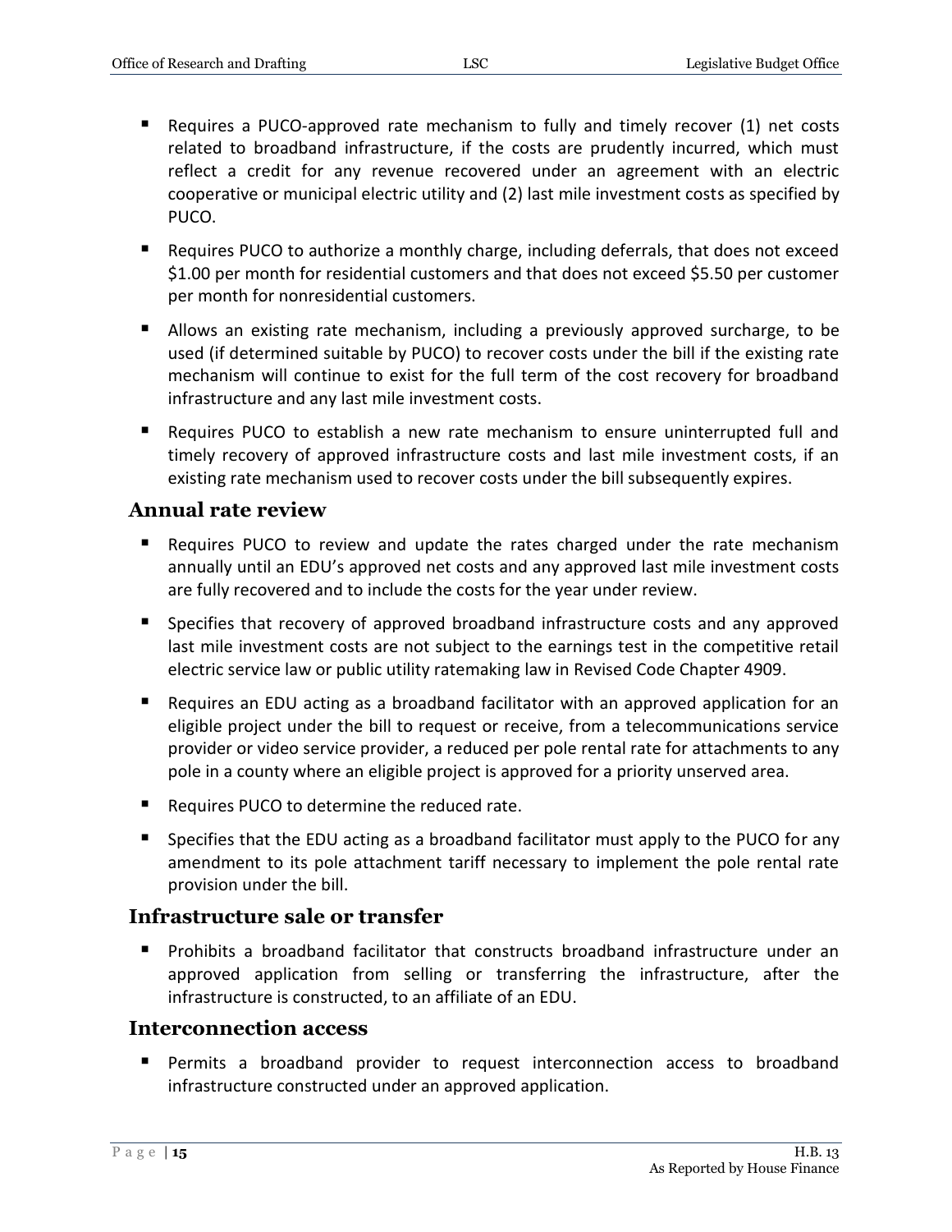- Requires a PUCO-approved rate mechanism to fully and timely recover (1) net costs related to broadband infrastructure, if the costs are prudently incurred, which must reflect a credit for any revenue recovered under an agreement with an electric cooperative or municipal electric utility and (2) last mile investment costs as specified by PUCO.
- Requires PUCO to authorize a monthly charge, including deferrals, that does not exceed $1.00 per month for residential customers and that does not exceed $5.50 per customer per month for nonresidential customers.
- Allows an existing rate mechanism, including a previously approved surcharge, to be used (if determined suitable by PUCO) to recover costs under the bill if the existing rate mechanism will continue to exist for the full term of the cost recovery for broadband infrastructure and any last mile investment costs.
- Requires PUCO to establish a new rate mechanism to ensure uninterrupted full and timely recovery of approved infrastructure costs and last mile investment costs, if an existing rate mechanism used to recover costs under the bill subsequently expires.

### Annual rate review

- Requires PUCO to review and update the rates charged under the rate mechanism annually until an EDU's approved net costs and any approved last mile investment costs are fully recovered and to include the costs for the year under review.
- Specifies that recovery of approved broadband infrastructure costs and any approved last mile investment costs are not subject to the earnings test in the competitive retail electric service law or public utility ratemaking law in Revised Code Chapter 4909.
- Requires an EDU acting as a broadband facilitator with an approved application for an eligible project under the bill to request or receive, from a telecommunications service provider or video service provider, a reduced per pole rental rate for attachments to any pole in a county where an eligible project is approved for a priority unserved area.
- Requires PUCO to determine the reduced rate.
- Specifies that the EDU acting as a broadband facilitator must apply to the PUCO for any amendment to its pole attachment tariff necessary to implement the pole rental rate provision under the bill.

### Infrastructure sale or transfer

- Prohibits a broadband facilitator that constructs broadband infrastructure under an approved application from selling or transferring the infrastructure, after the infrastructure is constructed, to an affiliate of an EDU.

### Interconnection access

- Permits a broadband provider to request interconnection access to broadband infrastructure constructed under an approved application.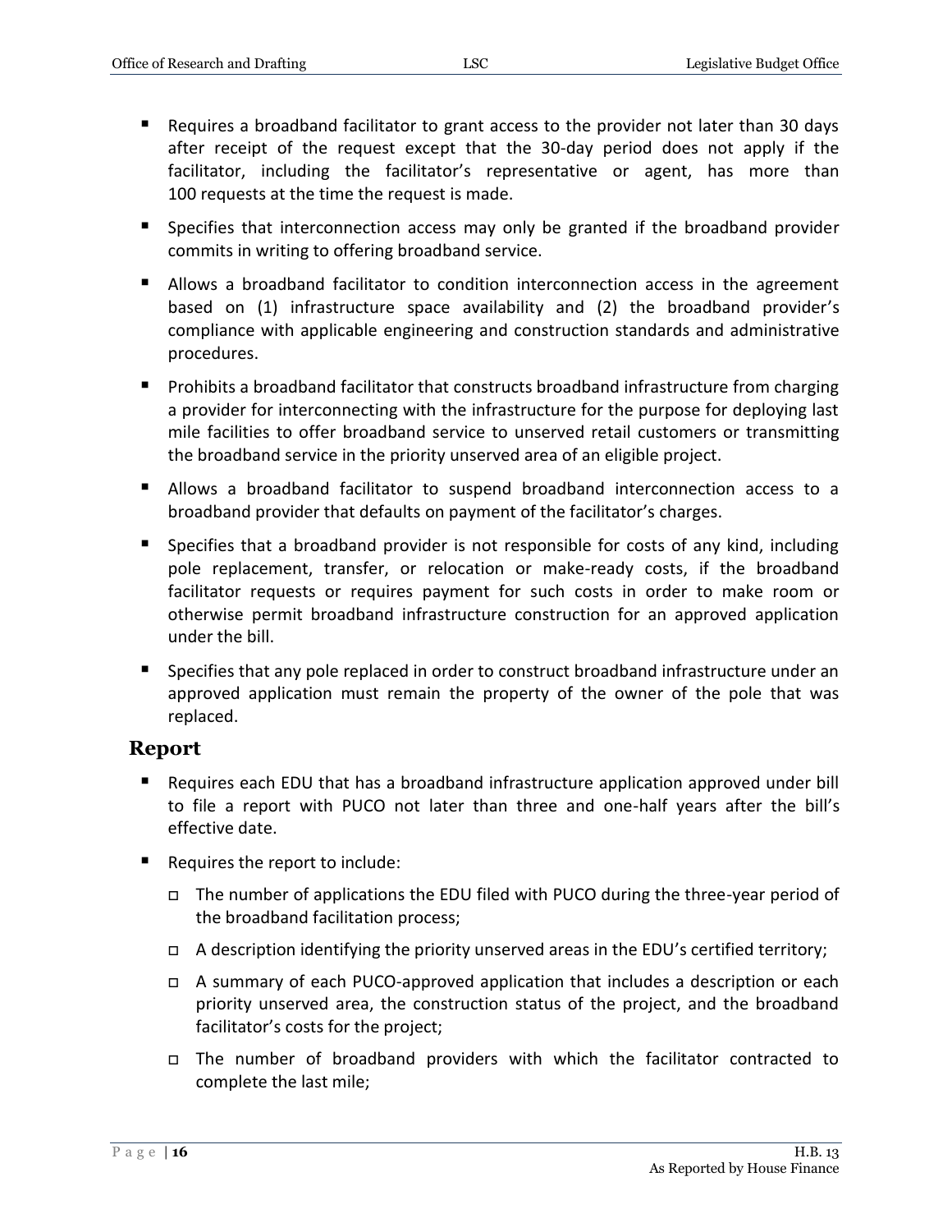- Requires a broadband facilitator to grant access to the provider not later than 30 days after receipt of the request except that the 30-day period does not apply if the facilitator, including the facilitator's representative or agent, has more than 100 requests at the time the request is made.
- Specifies that interconnection access may only be granted if the broadband provider commits in writing to offering broadband service.
- Allows a broadband facilitator to condition interconnection access in the agreement based on (1) infrastructure space availability and (2) the broadband provider's compliance with applicable engineering and construction standards and administrative procedures.
- Prohibits a broadband facilitator that constructs broadband infrastructure from charging a provider for interconnecting with the infrastructure for the purpose for deploying last mile facilities to offer broadband service to unserved retail customers or transmitting the broadband service in the priority unserved area of an eligible project.
- Allows a broadband facilitator to suspend broadband interconnection access to a broadband provider that defaults on payment of the facilitator's charges.
- Specifies that a broadband provider is not responsible for costs of any kind, including pole replacement, transfer, or relocation or make-ready costs, if the broadband facilitator requests or requires payment for such costs in order to make room or otherwise permit broadband infrastructure construction for an approved application under the bill.
- Specifies that any pole replaced in order to construct broadband infrastructure under an approved application must remain the property of the owner of the pole that was replaced.

## Report

- Requires each EDU that has a broadband infrastructure application approved under bill to file a report with PUCO not later than three and one-half years after the bill's effective date.
- Requires the report to include:
  - The number of applications the EDU filed with PUCO during the three-year period of the broadband facilitation process;
  - A description identifying the priority unserved areas in the EDU's certified territory;
  - A summary of each PUCO-approved application that includes a description or each priority unserved area, the construction status of the project, and the broadband facilitator's costs for the project;
  - The number of broadband providers with which the facilitator contracted to complete the last mile;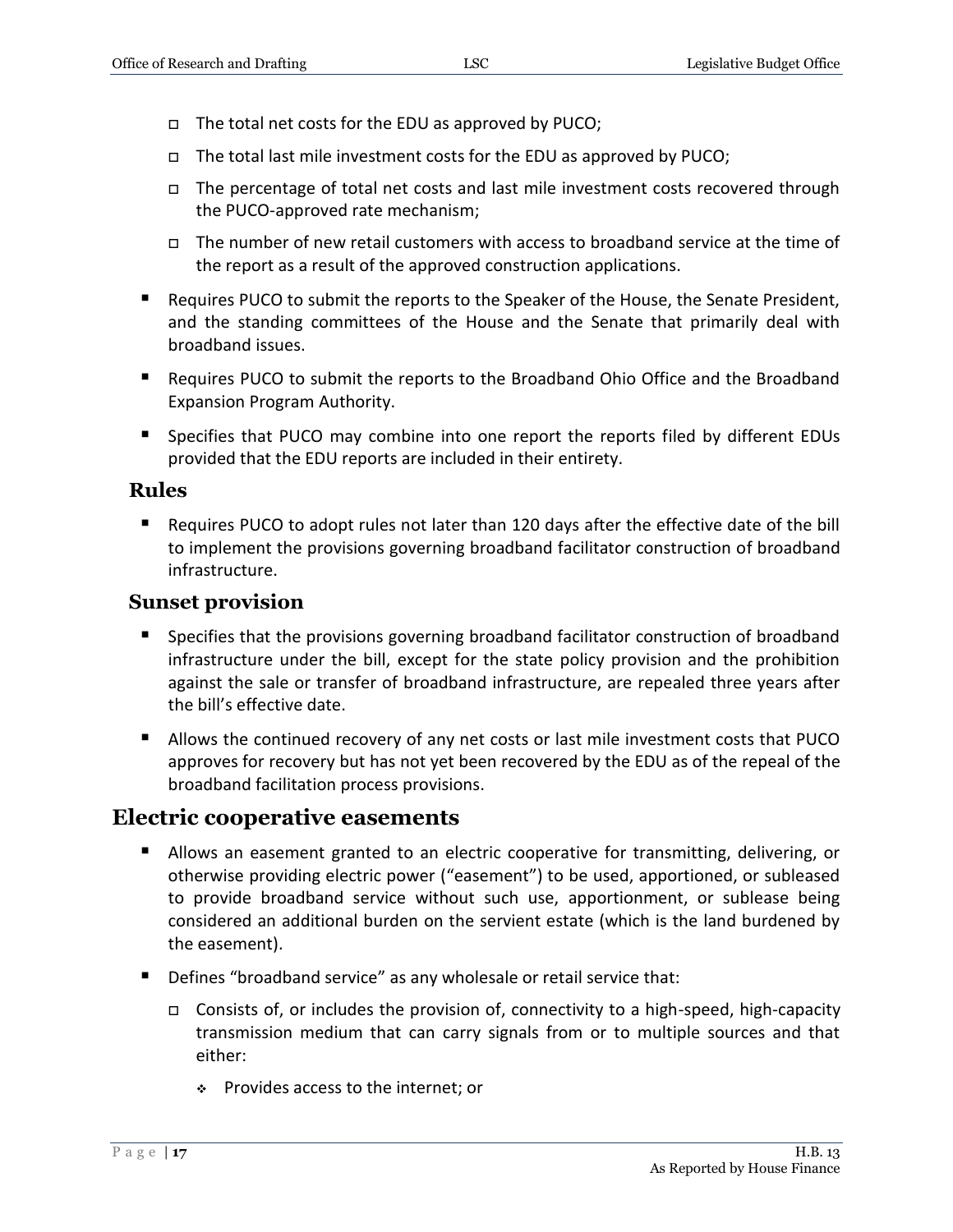- The total net costs for the EDU as approved by PUCO;
  - The total last mile investment costs for the EDU as approved by PUCO;
  - The percentage of total net costs and last mile investment costs recovered through the PUCO-approved rate mechanism;
  - The number of new retail customers with access to broadband service at the time of the report as a result of the approved construction applications.
- Requires PUCO to submit the reports to the Speaker of the House, the Senate President, and the standing committees of the House and the Senate that primarily deal with broadband issues.
- Requires PUCO to submit the reports to the Broadband Ohio Office and the Broadband Expansion Program Authority.
- Specifies that PUCO may combine into one report the reports filed by different EDUs provided that the EDU reports are included in their entirety.

### Rules

- Requires PUCO to adopt rules not later than 120 days after the effective date of the bill to implement the provisions governing broadband facilitator construction of broadband infrastructure.

### Sunset provision

- Specifies that the provisions governing broadband facilitator construction of broadband infrastructure under the bill, except for the state policy provision and the prohibition against the sale or transfer of broadband infrastructure, are repealed three years after the bill's effective date.
- Allows the continued recovery of any net costs or last mile investment costs that PUCO approves for recovery but has not yet been recovered by the EDU as of the repeal of the broadband facilitation process provisions.

## Electric cooperative easements

- Allows an easement granted to an electric cooperative for transmitting, delivering, or otherwise providing electric power ("easement") to be used, apportioned, or subleased to provide broadband service without such use, apportionment, or sublease being considered an additional burden on the servient estate (which is the land burdened by the easement).
- Defines "broadband service" as any wholesale or retail service that:
  - Consists of, or includes the provision of, connectivity to a high-speed, high-capacity transmission medium that can carry signals from or to multiple sources and that either:
    - Provides access to the internet; or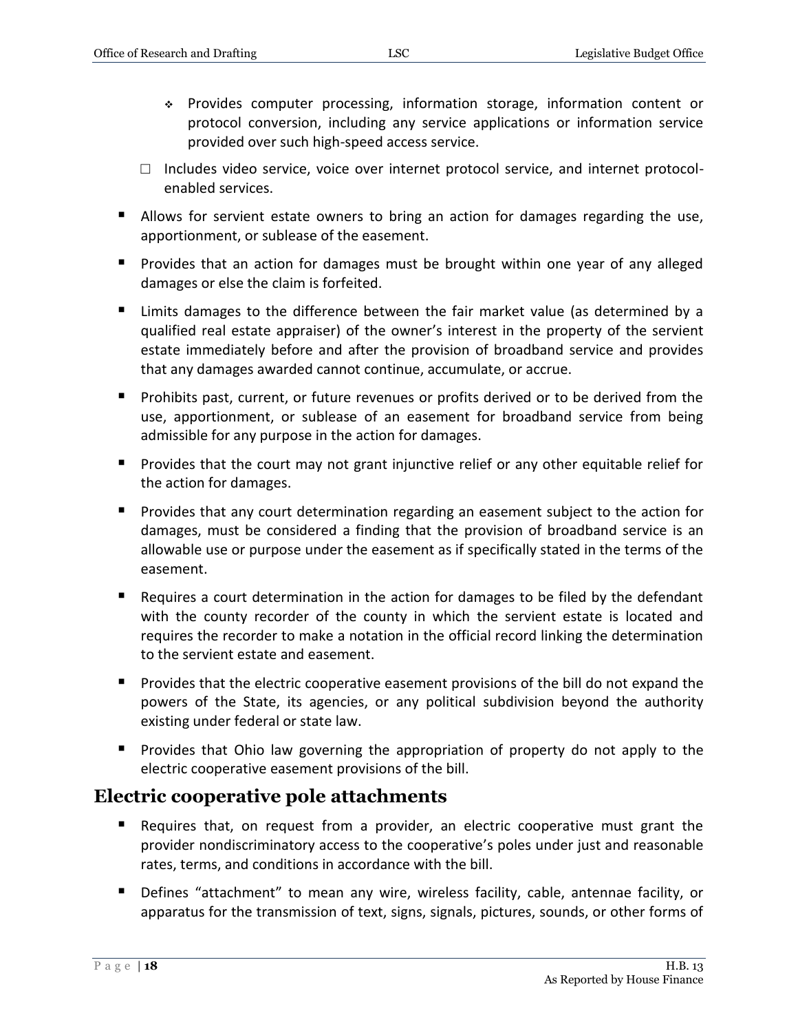- Provides computer processing, information storage, information content or protocol conversion, including any service applications or information service provided over such high-speed access service.

  - Includes video service, voice over internet protocol service, and internet protocol-enabled services.

- Allows for servient estate owners to bring an action for damages regarding the use, apportionment, or sublease of the easement.
- Provides that an action for damages must be brought within one year of any alleged damages or else the claim is forfeited.
- Limits damages to the difference between the fair market value (as determined by a qualified real estate appraiser) of the owner's interest in the property of the servient estate immediately before and after the provision of broadband service and provides that any damages awarded cannot continue, accumulate, or accrue.
- Prohibits past, current, or future revenues or profits derived or to be derived from the use, apportionment, or sublease of an easement for broadband service from being admissible for any purpose in the action for damages.
- Provides that the court may not grant injunctive relief or any other equitable relief for the action for damages.
- Provides that any court determination regarding an easement subject to the action for damages, must be considered a finding that the provision of broadband service is an allowable use or purpose under the easement as if specifically stated in the terms of the easement.
- Requires a court determination in the action for damages to be filed by the defendant with the county recorder of the county in which the servient estate is located and requires the recorder to make a notation in the official record linking the determination to the servient estate and easement.
- Provides that the electric cooperative easement provisions of the bill do not expand the powers of the State, its agencies, or any political subdivision beyond the authority existing under federal or state law.
- Provides that Ohio law governing the appropriation of property do not apply to the electric cooperative easement provisions of the bill.

## Electric cooperative pole attachments

- Requires that, on request from a provider, an electric cooperative must grant the provider nondiscriminatory access to the cooperative's poles under just and reasonable rates, terms, and conditions in accordance with the bill.
- Defines "attachment" to mean any wire, wireless facility, cable, antennae facility, or apparatus for the transmission of text, signs, signals, pictures, sounds, or other forms of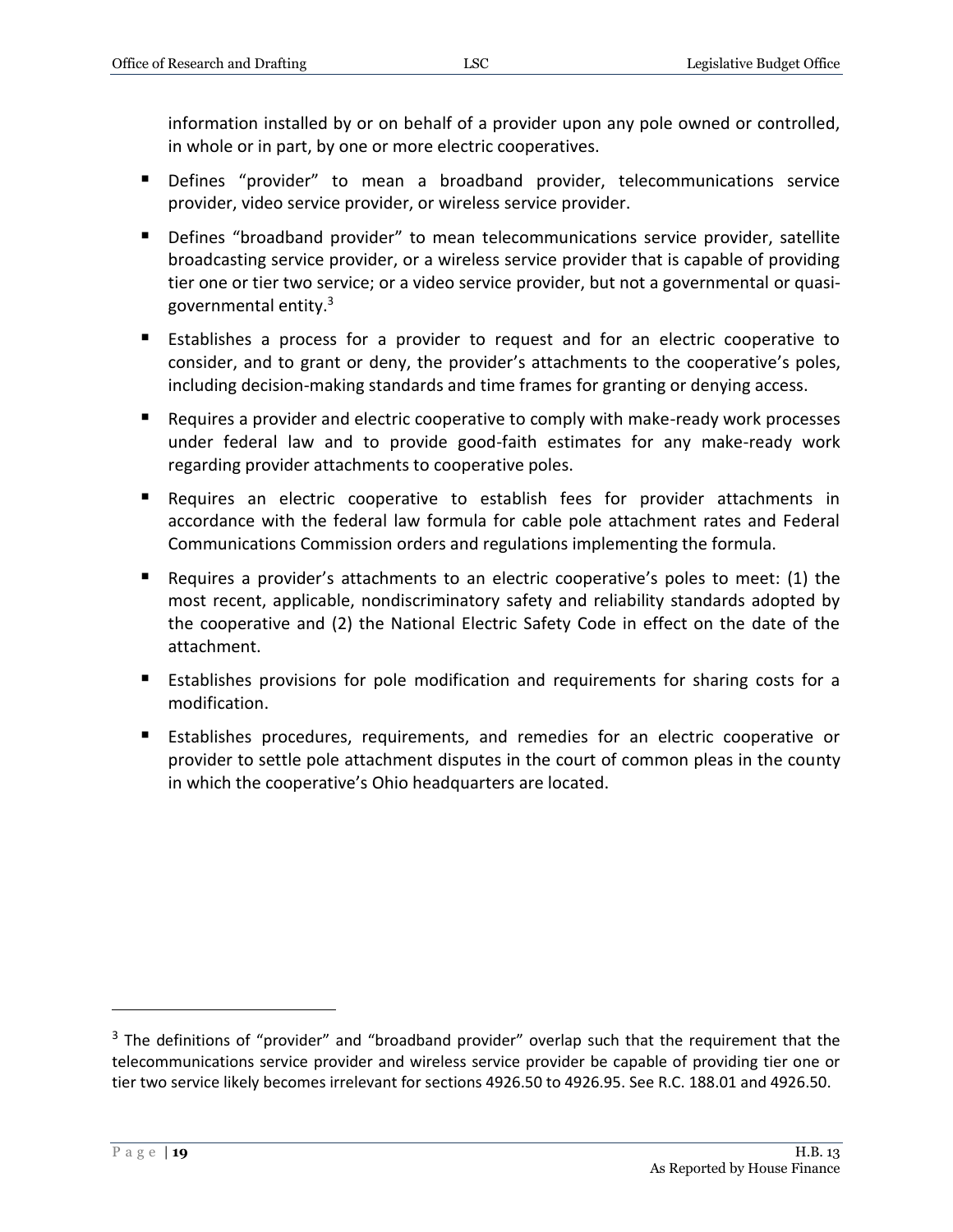information installed by or on behalf of a provider upon any pole owned or controlled, in whole or in part, by one or more electric cooperatives.

- Defines "provider" to mean a broadband provider, telecommunications service provider, video service provider, or wireless service provider.
- Defines "broadband provider" to mean telecommunications service provider, satellite broadcasting service provider, or a wireless service provider that is capable of providing tier one or tier two service; or a video service provider, but not a governmental or quasi-governmental entity.[3]
- Establishes a process for a provider to request and for an electric cooperative to consider, and to grant or deny, the provider's attachments to the cooperative's poles, including decision-making standards and time frames for granting or denying access.
- Requires a provider and electric cooperative to comply with make-ready work processes under federal law and to provide good-faith estimates for any make-ready work regarding provider attachments to cooperative poles.
- Requires an electric cooperative to establish fees for provider attachments in accordance with the federal law formula for cable pole attachment rates and Federal Communications Commission orders and regulations implementing the formula.
- Requires a provider's attachments to an electric cooperative's poles to meet: (1) the most recent, applicable, nondiscriminatory safety and reliability standards adopted by the cooperative and (2) the National Electric Safety Code in effect on the date of the attachment.
- Establishes provisions for pole modification and requirements for sharing costs for a modification.
- Establishes procedures, requirements, and remedies for an electric cooperative or provider to settle pole attachment disputes in the court of common pleas in the county in which the cooperative's Ohio headquarters are located.

---

[3] The definitions of "provider" and "broadband provider" overlap such that the requirement that the telecommunications service provider and wireless service provider be capable of providing tier one or tier two service likely becomes irrelevant for sections 4926.50 to 4926.95. See R.C. 188.01 and 4926.50.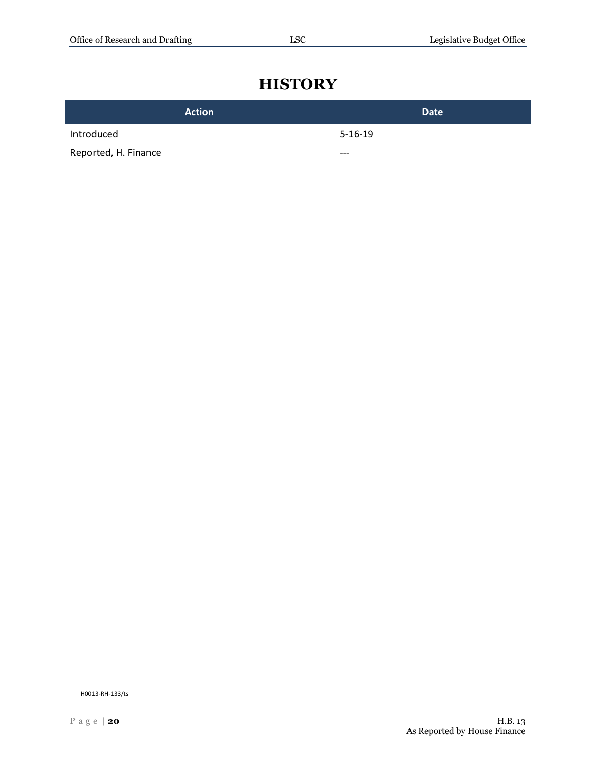# HISTORY

| Action | Date |
|---|---|
| Introduced | 5-16-19 |
| Reported, H. Finance | --- |

H0013-RH-133/ts